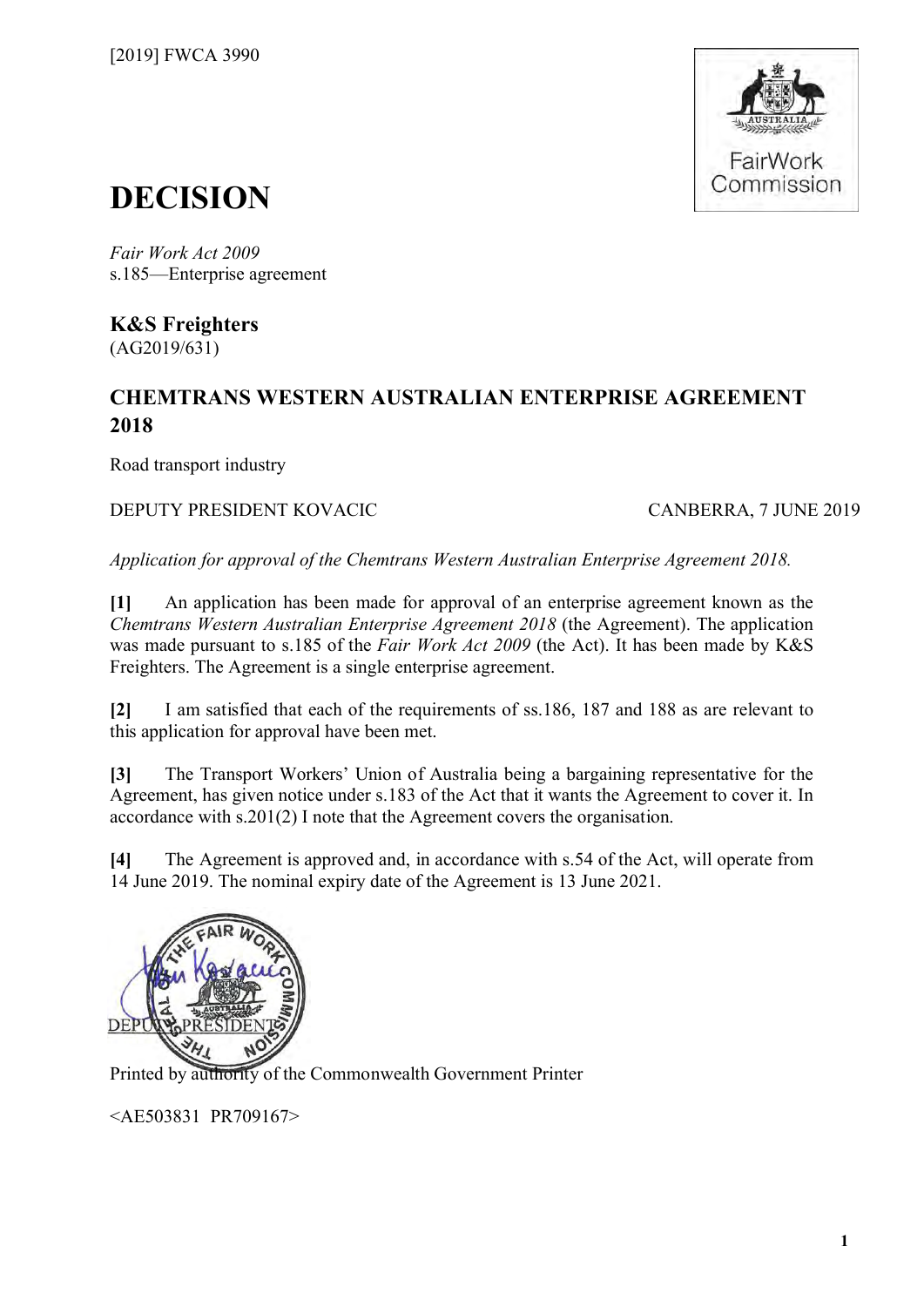[2019] FWCA 3990

# DECISION

*Fair Work Act 2009*
s.185—Enterprise agreement

**K&S Freighters**
(AG2019/631)

## CHEMTRANS WESTERN AUSTRALIAN ENTERPRISE AGREEMENT 2018

Road transport industry

DEPUTY PRESIDENT KOVACIC — CANBERRA, 7 JUNE 2019

*Application for approval of the Chemtrans Western Australian Enterprise Agreement 2018.*

**[1]** An application has been made for approval of an enterprise agreement known as the *Chemtrans Western Australian Enterprise Agreement 2018* (the Agreement). The application was made pursuant to s.185 of the *Fair Work Act 2009* (the Act). It has been made by K&S Freighters. The Agreement is a single enterprise agreement.

**[2]** I am satisfied that each of the requirements of ss.186, 187 and 188 as are relevant to this application for approval have been met.

**[3]** The Transport Workers' Union of Australia being a bargaining representative for the Agreement, has given notice under s.183 of the Act that it wants the Agreement to cover it. In accordance with s.201(2) I note that the Agreement covers the organisation.

**[4]** The Agreement is approved and, in accordance with s.54 of the Act, will operate from 14 June 2019. The nominal expiry date of the Agreement is 13 June 2021.

DEPUTY PRESIDENT

Printed by authority of the Commonwealth Government Printer

<AE503831 PR709167>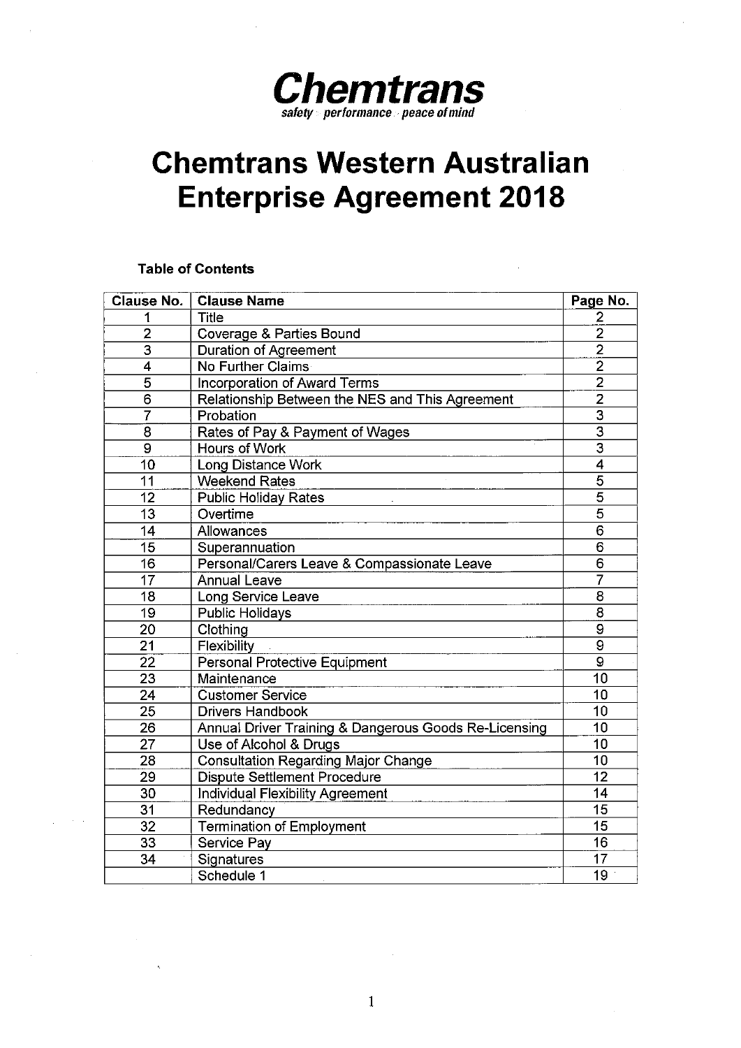**Chemtrans**

*safety · performance · peace of mind*

# Chemtrans Western Australian Enterprise Agreement 2018

**Table of Contents**

| Clause No. | Clause Name | Page No. |
|---|---|---|
| 1 | Title | 2 |
| 2 | Coverage & Parties Bound | 2 |
| 3 | Duration of Agreement | 2 |
| 4 | No Further Claims | 2 |
| 5 | Incorporation of Award Terms | 2 |
| 6 | Relationship Between the NES and This Agreement | 2 |
| 7 | Probation | 3 |
| 8 | Rates of Pay & Payment of Wages | 3 |
| 9 | Hours of Work | 3 |
| 10 | Long Distance Work | 4 |
| 11 | Weekend Rates | 5 |
| 12 | Public Holiday Rates | 5 |
| 13 | Overtime | 5 |
| 14 | Allowances | 6 |
| 15 | Superannuation | 6 |
| 16 | Personal/Carers Leave & Compassionate Leave | 6 |
| 17 | Annual Leave | 7 |
| 18 | Long Service Leave | 8 |
| 19 | Public Holidays | 8 |
| 20 | Clothing | 9 |
| 21 | Flexibility | 9 |
| 22 | Personal Protective Equipment | 9 |
| 23 | Maintenance | 10 |
| 24 | Customer Service | 10 |
| 25 | Drivers Handbook | 10 |
| 26 | Annual Driver Training & Dangerous Goods Re-Licensing | 10 |
| 27 | Use of Alcohol & Drugs | 10 |
| 28 | Consultation Regarding Major Change | 10 |
| 29 | Dispute Settlement Procedure | 12 |
| 30 | Individual Flexibility Agreement | 14 |
| 31 | Redundancy | 15 |
| 32 | Termination of Employment | 15 |
| 33 | Service Pay | 16 |
| 34 | Signatures | 17 |
| | Schedule 1 | 19 |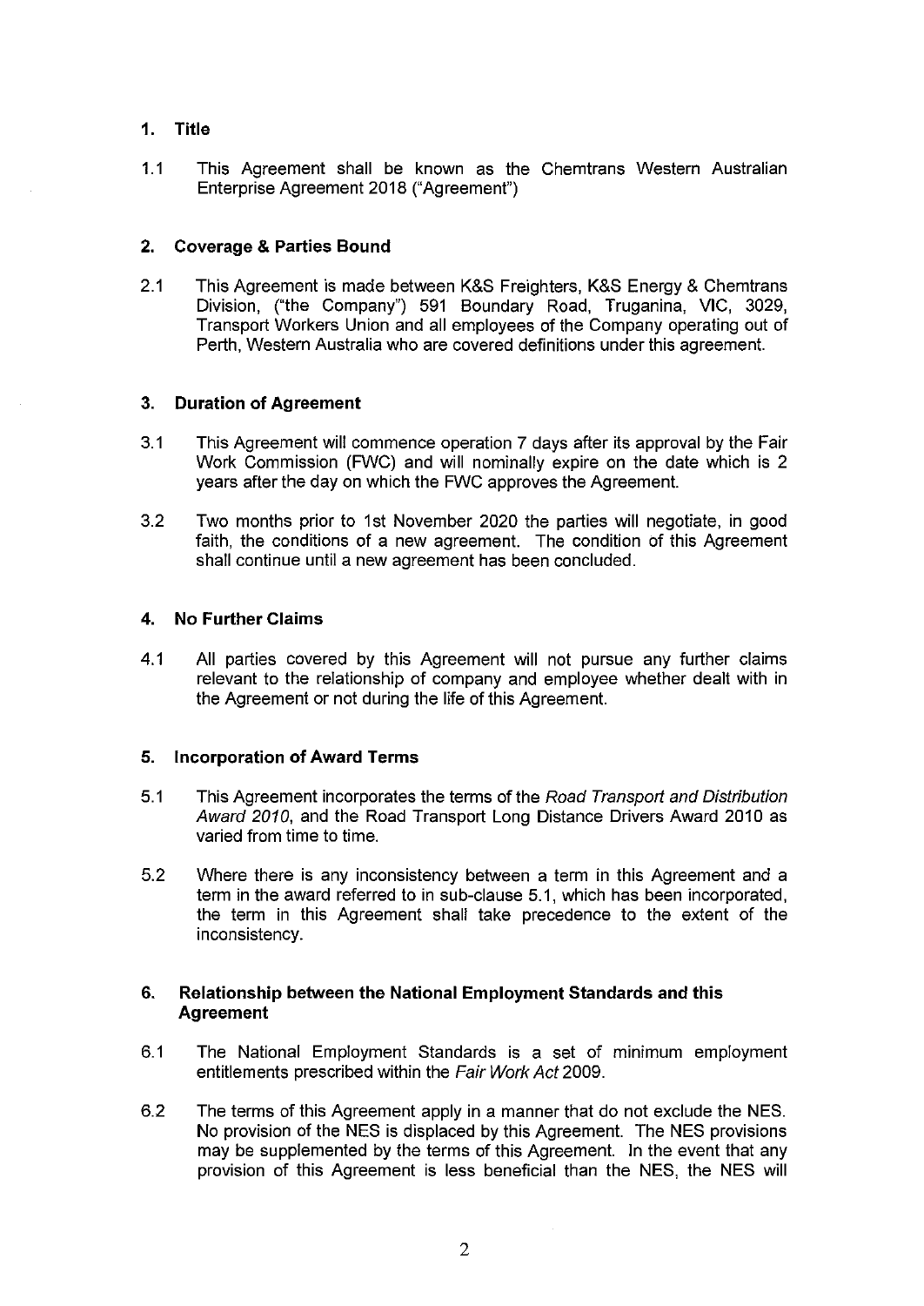## 1. Title

1.1 This Agreement shall be known as the Chemtrans Western Australian Enterprise Agreement 2018 ("Agreement")

## 2. Coverage & Parties Bound

2.1 This Agreement is made between K&S Freighters, K&S Energy & Chemtrans Division, ("the Company") 591 Boundary Road, Truganina, VIC, 3029, Transport Workers Union and all employees of the Company operating out of Perth, Western Australia who are covered definitions under this agreement.

## 3. Duration of Agreement

3.1 This Agreement will commence operation 7 days after its approval by the Fair Work Commission (FWC) and will nominally expire on the date which is 2 years after the day on which the FWC approves the Agreement.

3.2 Two months prior to 1st November 2020 the parties will negotiate, in good faith, the conditions of a new agreement. The condition of this Agreement shall continue until a new agreement has been concluded.

## 4. No Further Claims

4.1 All parties covered by this Agreement will not pursue any further claims relevant to the relationship of company and employee whether dealt with in the Agreement or not during the life of this Agreement.

## 5. Incorporation of Award Terms

5.1 This Agreement incorporates the terms of the *Road Transport and Distribution Award 2010*, and the Road Transport Long Distance Drivers Award 2010 as varied from time to time.

5.2 Where there is any inconsistency between a term in this Agreement and a term in the award referred to in sub-clause 5.1, which has been incorporated, the term in this Agreement shall take precedence to the extent of the inconsistency.

## 6. Relationship between the National Employment Standards and this Agreement

6.1 The National Employment Standards is a set of minimum employment entitlements prescribed within the *Fair Work Act* 2009.

6.2 The terms of this Agreement apply in a manner that do not exclude the NES. No provision of the NES is displaced by this Agreement. The NES provisions may be supplemented by the terms of this Agreement. In the event that any provision of this Agreement is less beneficial than the NES, the NES will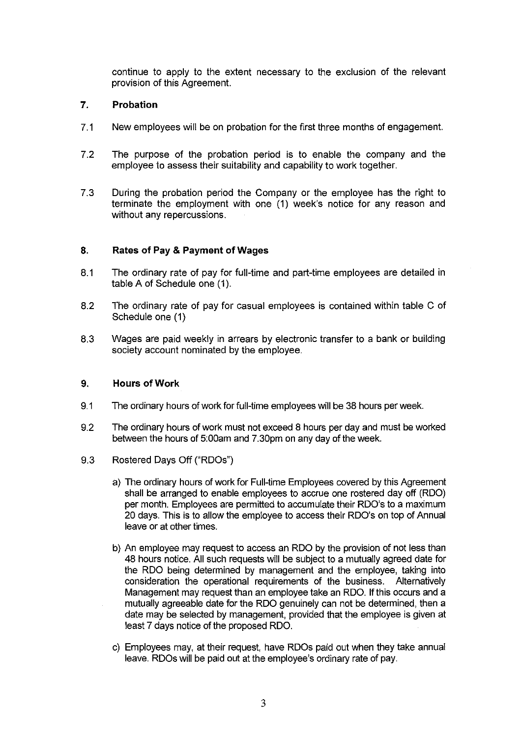continue to apply to the extent necessary to the exclusion of the relevant provision of this Agreement.

## 7. Probation

7.1 New employees will be on probation for the first three months of engagement.

7.2 The purpose of the probation period is to enable the company and the employee to assess their suitability and capability to work together.

7.3 During the probation period the Company or the employee has the right to terminate the employment with one (1) week's notice for any reason and without any repercussions.

## 8. Rates of Pay & Payment of Wages

8.1 The ordinary rate of pay for full-time and part-time employees are detailed in table A of Schedule one (1).

8.2 The ordinary rate of pay for casual employees is contained within table C of Schedule one (1)

8.3 Wages are paid weekly in arrears by electronic transfer to a bank or building society account nominated by the employee.

## 9. Hours of Work

9.1 The ordinary hours of work for full-time employees will be 38 hours per week.

9.2 The ordinary hours of work must not exceed 8 hours per day and must be worked between the hours of 5:00am and 7.30pm on any day of the week.

9.3 Rostered Days Off ("RDOs")

a) The ordinary hours of work for Full-time Employees covered by this Agreement shall be arranged to enable employees to accrue one rostered day off (RDO) per month. Employees are permitted to accumulate their RDO's to a maximum 20 days. This is to allow the employee to access their RDO's on top of Annual leave or at other times.

b) An employee may request to access an RDO by the provision of not less than 48 hours notice. All such requests will be subject to a mutually agreed date for the RDO being determined by management and the employee, taking into consideration the operational requirements of the business. Alternatively Management may request than an employee take an RDO. If this occurs and a mutually agreeable date for the RDO genuinely can not be determined, then a date may be selected by management, provided that the employee is given at least 7 days notice of the proposed RDO.

c) Employees may, at their request, have RDOs paid out when they take annual leave. RDOs will be paid out at the employee's ordinary rate of pay.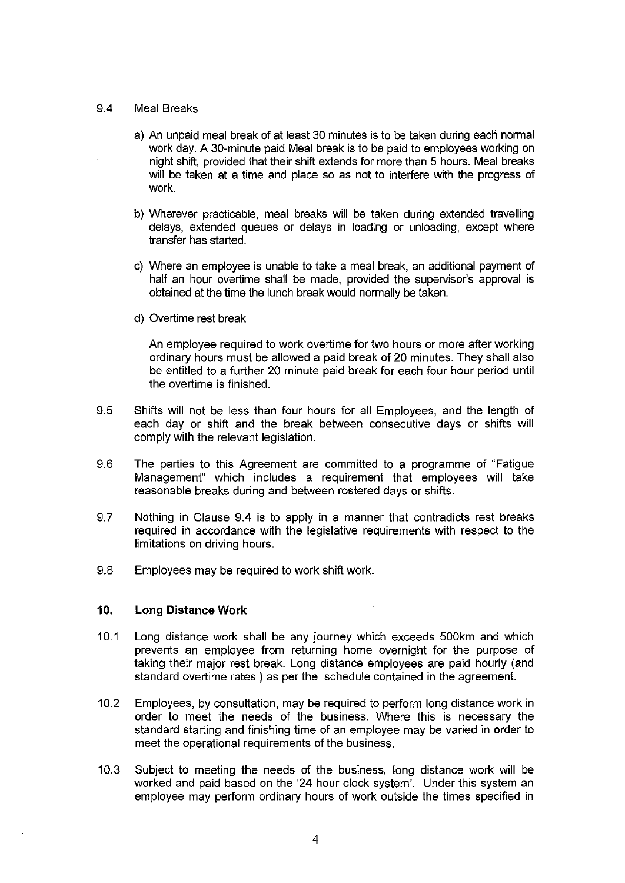9.4 Meal Breaks

a) An unpaid meal break of at least 30 minutes is to be taken during each normal work day. A 30-minute paid Meal break is to be paid to employees working on night shift, provided that their shift extends for more than 5 hours. Meal breaks will be taken at a time and place so as not to interfere with the progress of work.

b) Wherever practicable, meal breaks will be taken during extended travelling delays, extended queues or delays in loading or unloading, except where transfer has started.

c) Where an employee is unable to take a meal break, an additional payment of half an hour overtime shall be made, provided the supervisor's approval is obtained at the time the lunch break would normally be taken.

d) Overtime rest break

An employee required to work overtime for two hours or more after working ordinary hours must be allowed a paid break of 20 minutes. They shall also be entitled to a further 20 minute paid break for each four hour period until the overtime is finished.

9.5 Shifts will not be less than four hours for all Employees, and the length of each day or shift and the break between consecutive days or shifts will comply with the relevant legislation.

9.6 The parties to this Agreement are committed to a programme of "Fatigue Management" which includes a requirement that employees will take reasonable breaks during and between rostered days or shifts.

9.7 Nothing in Clause 9.4 is to apply in a manner that contradicts rest breaks required in accordance with the legislative requirements with respect to the limitations on driving hours.

9.8 Employees may be required to work shift work.

## 10. Long Distance Work

10.1 Long distance work shall be any journey which exceeds 500km and which prevents an employee from returning home overnight for the purpose of taking their major rest break. Long distance employees are paid hourly (and standard overtime rates ) as per the schedule contained in the agreement.

10.2 Employees, by consultation, may be required to perform long distance work in order to meet the needs of the business. Where this is necessary the standard starting and finishing time of an employee may be varied in order to meet the operational requirements of the business.

10.3 Subject to meeting the needs of the business, long distance work will be worked and paid based on the '24 hour clock system'. Under this system an employee may perform ordinary hours of work outside the times specified in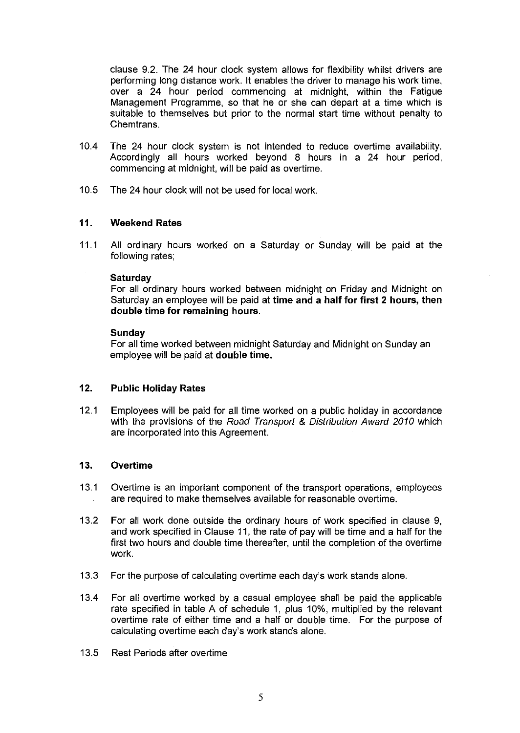clause 9.2. The 24 hour clock system allows for flexibility whilst drivers are performing long distance work. It enables the driver to manage his work time, over a 24 hour period commencing at midnight, within the Fatigue Management Programme, so that he or she can depart at a time which is suitable to themselves but prior to the normal start time without penalty to Chemtrans.

10.4 The 24 hour clock system is not intended to reduce overtime availability. Accordingly all hours worked beyond 8 hours in a 24 hour period, commencing at midnight, will be paid as overtime.

10.5 The 24 hour clock will not be used for local work.

## 11. Weekend Rates

11.1 All ordinary hours worked on a Saturday or Sunday will be paid at the following rates;

**Saturday**
For all ordinary hours worked between midnight on Friday and Midnight on Saturday an employee will be paid at **time and a half for first 2 hours, then double time for remaining hours**.

**Sunday**
For all time worked between midnight Saturday and Midnight on Sunday an employee will be paid at **double time.**

## 12. Public Holiday Rates

12.1 Employees will be paid for all time worked on a public holiday in accordance with the provisions of the *Road Transport & Distribution Award 2010* which are incorporated into this Agreement.

## 13. Overtime

13.1 Overtime is an important component of the transport operations, employees are required to make themselves available for reasonable overtime.

13.2 For all work done outside the ordinary hours of work specified in clause 9, and work specified in Clause 11, the rate of pay will be time and a half for the first two hours and double time thereafter, until the completion of the overtime work.

13.3 For the purpose of calculating overtime each day's work stands alone.

13.4 For all overtime worked by a casual employee shall be paid the applicable rate specified in table A of schedule 1, plus 10%, multiplied by the relevant overtime rate of either time and a half or double time. For the purpose of calculating overtime each day's work stands alone.

13.5 Rest Periods after overtime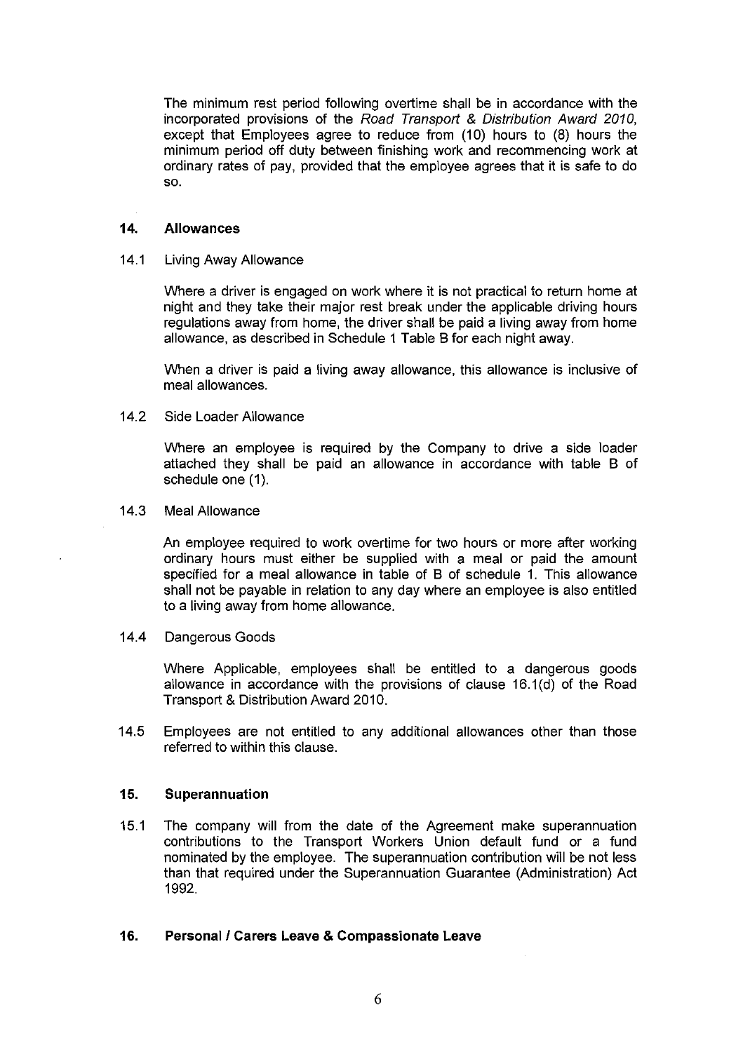The minimum rest period following overtime shall be in accordance with the incorporated provisions of the *Road Transport & Distribution Award 2010*, except that Employees agree to reduce from (10) hours to (8) hours the minimum period off duty between finishing work and recommencing work at ordinary rates of pay, provided that the employee agrees that it is safe to do so.

## 14. Allowances

14.1 Living Away Allowance

Where a driver is engaged on work where it is not practical to return home at night and they take their major rest break under the applicable driving hours regulations away from home, the driver shall be paid a living away from home allowance, as described in Schedule 1 Table B for each night away.

When a driver is paid a living away allowance, this allowance is inclusive of meal allowances.

14.2 Side Loader Allowance

Where an employee is required by the Company to drive a side loader attached they shall be paid an allowance in accordance with table B of schedule one (1).

14.3 Meal Allowance

An employee required to work overtime for two hours or more after working ordinary hours must either be supplied with a meal or paid the amount specified for a meal allowance in table of B of schedule 1. This allowance shall not be payable in relation to any day where an employee is also entitled to a living away from home allowance.

14.4 Dangerous Goods

Where Applicable, employees shall be entitled to a dangerous goods allowance in accordance with the provisions of clause 16.1(d) of the Road Transport & Distribution Award 2010.

14.5 Employees are not entitled to any additional allowances other than those referred to within this clause.

## 15. Superannuation

15.1 The company will from the date of the Agreement make superannuation contributions to the Transport Workers Union default fund or a fund nominated by the employee. The superannuation contribution will be not less than that required under the Superannuation Guarantee (Administration) Act 1992.

## 16. Personal / Carers Leave & Compassionate Leave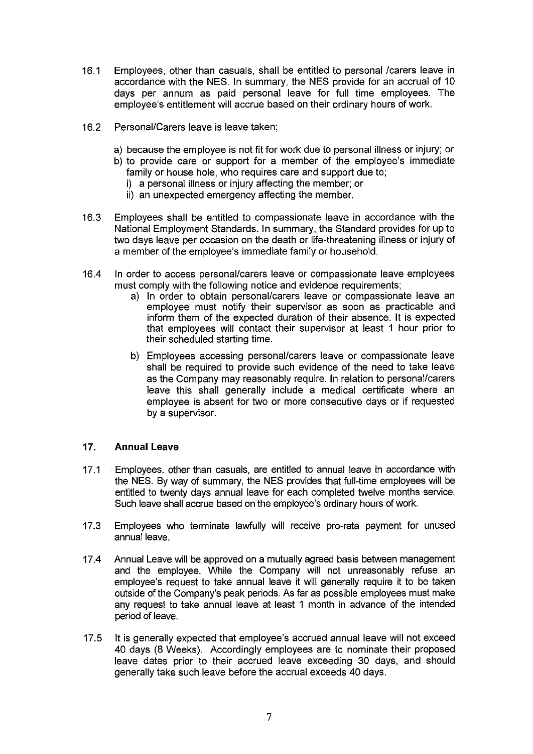16.1 Employees, other than casuals, shall be entitled to personal /carers leave in accordance with the NES. In summary, the NES provide for an accrual of 10 days per annum as paid personal leave for full time employees. The employee's entitlement will accrue based on their ordinary hours of work.

16.2 Personal/Carers leave is leave taken;

a) because the employee is not fit for work due to personal illness or injury; or
b) to provide care or support for a member of the employee's immediate family or house hole, who requires care and support due to;
   i) a personal illness or injury affecting the member; or
   ii) an unexpected emergency affecting the member.

16.3 Employees shall be entitled to compassionate leave in accordance with the National Employment Standards. In summary, the Standard provides for up to two days leave per occasion on the death or life-threatening illness or injury of a member of the employee's immediate family or household.

16.4 In order to access personal/carers leave or compassionate leave employees must comply with the following notice and evidence requirements;

a) In order to obtain personal/carers leave or compassionate leave an employee must notify their supervisor as soon as practicable and inform them of the expected duration of their absence. It is expected that employees will contact their supervisor at least 1 hour prior to their scheduled starting time.

b) Employees accessing personal/carers leave or compassionate leave shall be required to provide such evidence of the need to take leave as the Company may reasonably require. In relation to personal/carers leave this shall generally include a medical certificate where an employee is absent for two or more consecutive days or if requested by a supervisor.

## 17. Annual Leave

17.1 Employees, other than casuals, are entitled to annual leave in accordance with the NES. By way of summary, the NES provides that full-time employees will be entitled to twenty days annual leave for each completed twelve months service. Such leave shall accrue based on the employee's ordinary hours of work.

17.3 Employees who terminate lawfully will receive pro-rata payment for unused annual leave.

17.4 Annual Leave will be approved on a mutually agreed basis between management and the employee. While the Company will not unreasonably refuse an employee's request to take annual leave it will generally require it to be taken outside of the Company's peak periods. As far as possible employees must make any request to take annual leave at least 1 month in advance of the intended period of leave.

17.5 It is generally expected that employee's accrued annual leave will not exceed 40 days (8 Weeks). Accordingly employees are to nominate their proposed leave dates prior to their accrued leave exceeding 30 days, and should generally take such leave before the accrual exceeds 40 days.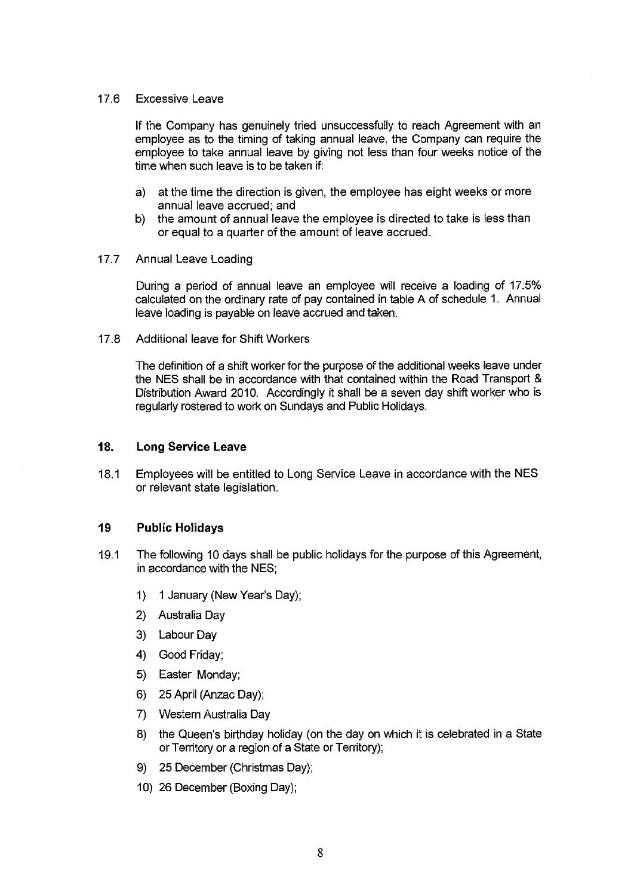17.6 Excessive Leave

If the Company has genuinely tried unsuccessfully to reach Agreement with an employee as to the timing of taking annual leave, the Company can require the employee to take annual leave by giving not less than four weeks notice of the time when such leave is to be taken if:

a) at the time the direction is given, the employee has eight weeks or more annual leave accrued; and
b) the amount of annual leave the employee is directed to take is less than or equal to a quarter of the amount of leave accrued.

17.7 Annual Leave Loading

During a period of annual leave an employee will receive a loading of 17.5% calculated on the ordinary rate of pay contained in table A of schedule 1. Annual leave loading is payable on leave accrued and taken.

17.8 Additional leave for Shift Workers

The definition of a shift worker for the purpose of the additional weeks leave under the NES shall be in accordance with that contained within the Road Transport & Distribution Award 2010. Accordingly it shall be a seven day shift worker who is regularly rostered to work on Sundays and Public Holidays.

## 18. Long Service Leave

18.1 Employees will be entitled to Long Service Leave in accordance with the NES or relevant state legislation.

## 19 Public Holidays

19.1 The following 10 days shall be public holidays for the purpose of this Agreement, in accordance with the NES;

1) 1 January (New Year's Day);
2) Australia Day
3) Labour Day
4) Good Friday;
5) Easter Monday;
6) 25 April (Anzac Day);
7) Western Australia Day
8) the Queen's birthday holiday (on the day on which it is celebrated in a State or Territory or a region of a State or Territory);
9) 25 December (Christmas Day);
10) 26 December (Boxing Day);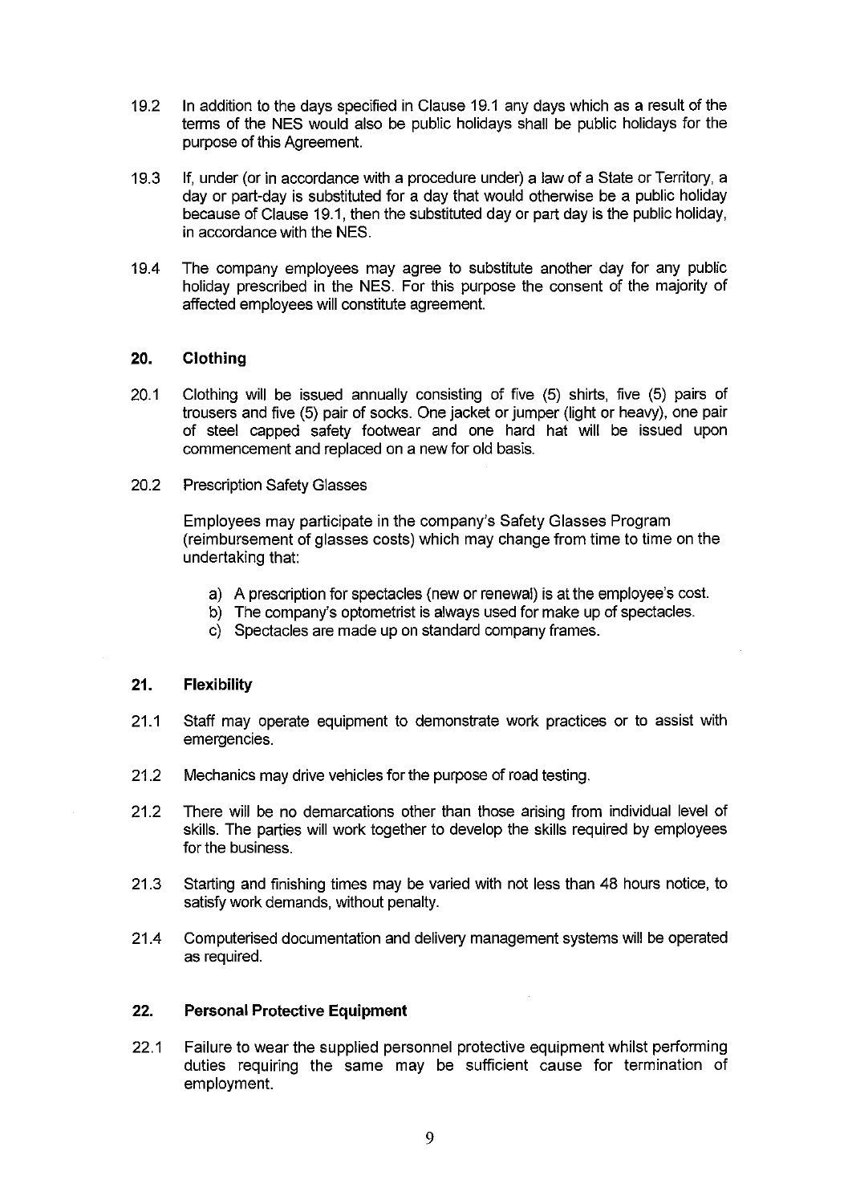19.2 In addition to the days specified in Clause 19.1 any days which as a result of the terms of the NES would also be public holidays shall be public holidays for the purpose of this Agreement.

19.3 If, under (or in accordance with a procedure under) a law of a State or Territory, a day or part-day is substituted for a day that would otherwise be a public holiday because of Clause 19.1, then the substituted day or part day is the public holiday, in accordance with the NES.

19.4 The company employees may agree to substitute another day for any public holiday prescribed in the NES. For this purpose the consent of the majority of affected employees will constitute agreement.

## 20. Clothing

20.1 Clothing will be issued annually consisting of five (5) shirts, five (5) pairs of trousers and five (5) pair of socks. One jacket or jumper (light or heavy), one pair of steel capped safety footwear and one hard hat will be issued upon commencement and replaced on a new for old basis.

20.2 Prescription Safety Glasses

Employees may participate in the company's Safety Glasses Program (reimbursement of glasses costs) which may change from time to time on the undertaking that:

a) A prescription for spectacles (new or renewal) is at the employee's cost.
b) The company's optometrist is always used for make up of spectacles.
c) Spectacles are made up on standard company frames.

## 21. Flexibility

21.1 Staff may operate equipment to demonstrate work practices or to assist with emergencies.

21.2 Mechanics may drive vehicles for the purpose of road testing.

21.2 There will be no demarcations other than those arising from individual level of skills. The parties will work together to develop the skills required by employees for the business.

21.3 Starting and finishing times may be varied with not less than 48 hours notice, to satisfy work demands, without penalty.

21.4 Computerised documentation and delivery management systems will be operated as required.

## 22. Personal Protective Equipment

22.1 Failure to wear the supplied personnel protective equipment whilst performing duties requiring the same may be sufficient cause for termination of employment.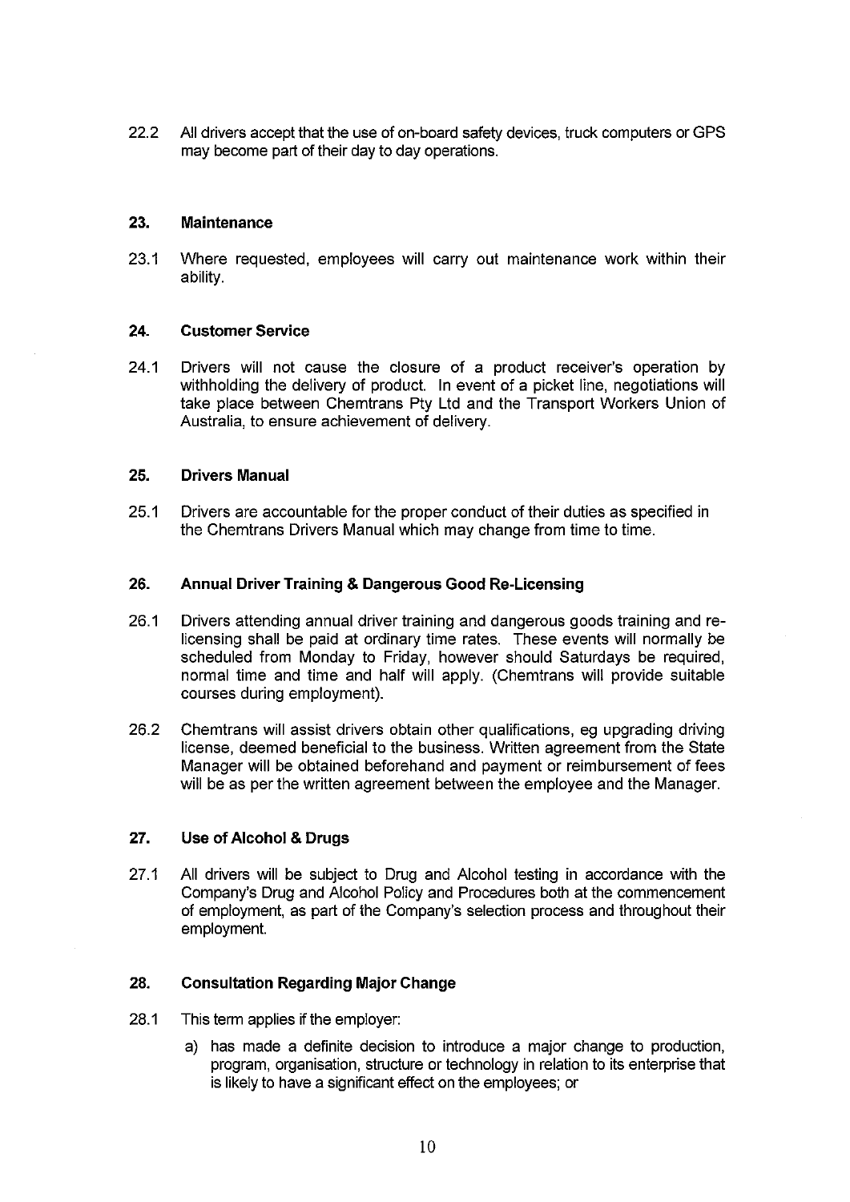22.2 All drivers accept that the use of on-board safety devices, truck computers or GPS may become part of their day to day operations.

## 23. Maintenance

23.1 Where requested, employees will carry out maintenance work within their ability.

## 24. Customer Service

24.1 Drivers will not cause the closure of a product receiver's operation by withholding the delivery of product. In event of a picket line, negotiations will take place between Chemtrans Pty Ltd and the Transport Workers Union of Australia, to ensure achievement of delivery.

## 25. Drivers Manual

25.1 Drivers are accountable for the proper conduct of their duties as specified in the Chemtrans Drivers Manual which may change from time to time.

## 26. Annual Driver Training & Dangerous Good Re-Licensing

26.1 Drivers attending annual driver training and dangerous goods training and re-licensing shall be paid at ordinary time rates. These events will normally be scheduled from Monday to Friday, however should Saturdays be required, normal time and time and half will apply. (Chemtrans will provide suitable courses during employment).

26.2 Chemtrans will assist drivers obtain other qualifications, eg upgrading driving license, deemed beneficial to the business. Written agreement from the State Manager will be obtained beforehand and payment or reimbursement of fees will be as per the written agreement between the employee and the Manager.

## 27. Use of Alcohol & Drugs

27.1 All drivers will be subject to Drug and Alcohol testing in accordance with the Company's Drug and Alcohol Policy and Procedures both at the commencement of employment, as part of the Company's selection process and throughout their employment.

## 28. Consultation Regarding Major Change

28.1 This term applies if the employer:

a) has made a definite decision to introduce a major change to production, program, organisation, structure or technology in relation to its enterprise that is likely to have a significant effect on the employees; or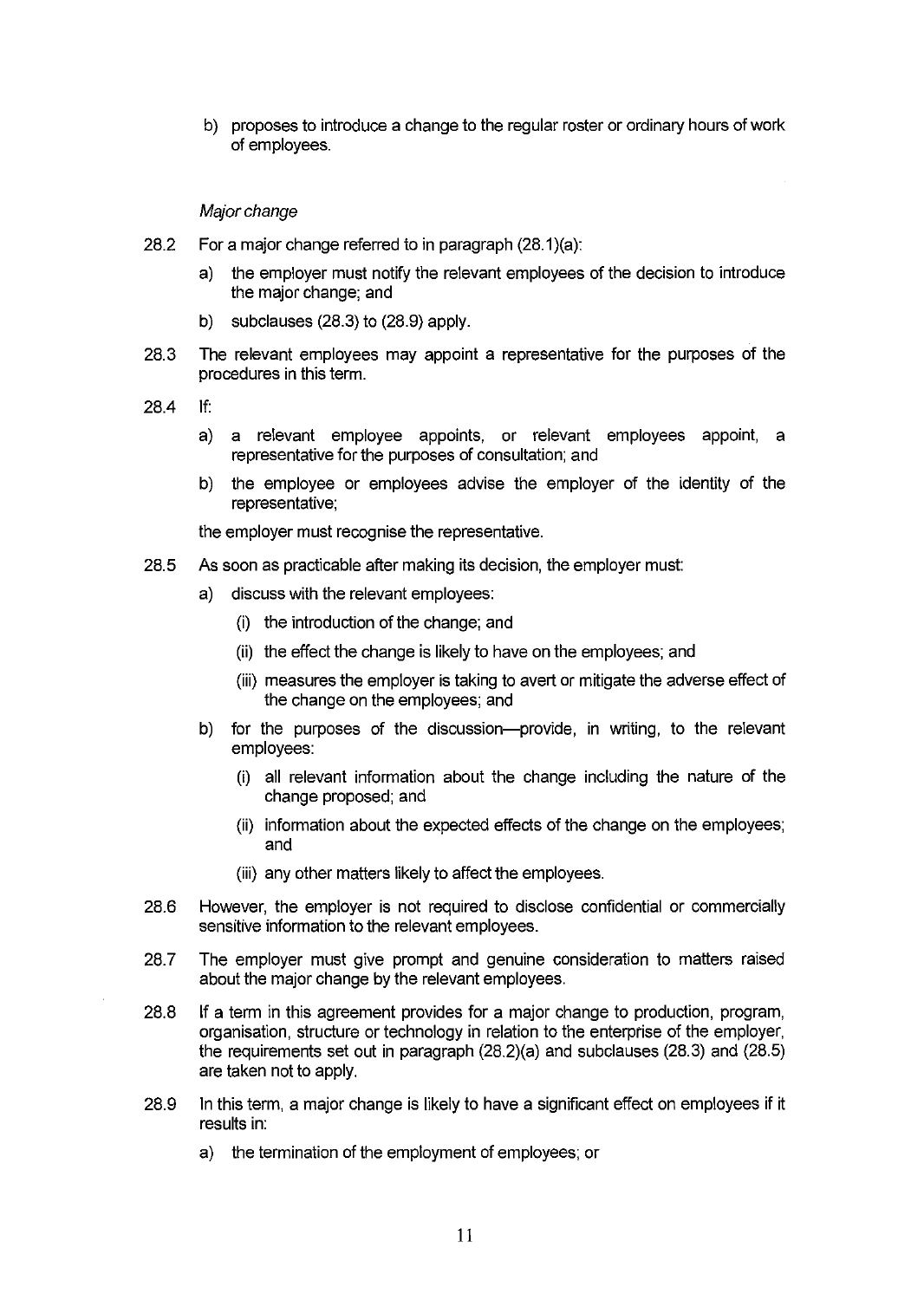b) proposes to introduce a change to the regular roster or ordinary hours of work of employees.

*Major change*

28.2 For a major change referred to in paragraph (28.1)(a):

a) the employer must notify the relevant employees of the decision to introduce the major change; and

b) subclauses (28.3) to (28.9) apply.

28.3 The relevant employees may appoint a representative for the purposes of the procedures in this term.

28.4 If:

a) a relevant employee appoints, or relevant employees appoint, a representative for the purposes of consultation; and

b) the employee or employees advise the employer of the identity of the representative;

the employer must recognise the representative.

28.5 As soon as practicable after making its decision, the employer must:

a) discuss with the relevant employees:

(i) the introduction of the change; and

(ii) the effect the change is likely to have on the employees; and

(iii) measures the employer is taking to avert or mitigate the adverse effect of the change on the employees; and

b) for the purposes of the discussion—provide, in writing, to the relevant employees:

(i) all relevant information about the change including the nature of the change proposed; and

(ii) information about the expected effects of the change on the employees; and

(iii) any other matters likely to affect the employees.

28.6 However, the employer is not required to disclose confidential or commercially sensitive information to the relevant employees.

28.7 The employer must give prompt and genuine consideration to matters raised about the major change by the relevant employees.

28.8 If a term in this agreement provides for a major change to production, program, organisation, structure or technology in relation to the enterprise of the employer, the requirements set out in paragraph (28.2)(a) and subclauses (28.3) and (28.5) are taken not to apply.

28.9 In this term, a major change is likely to have a significant effect on employees if it results in:

a) the termination of the employment of employees; or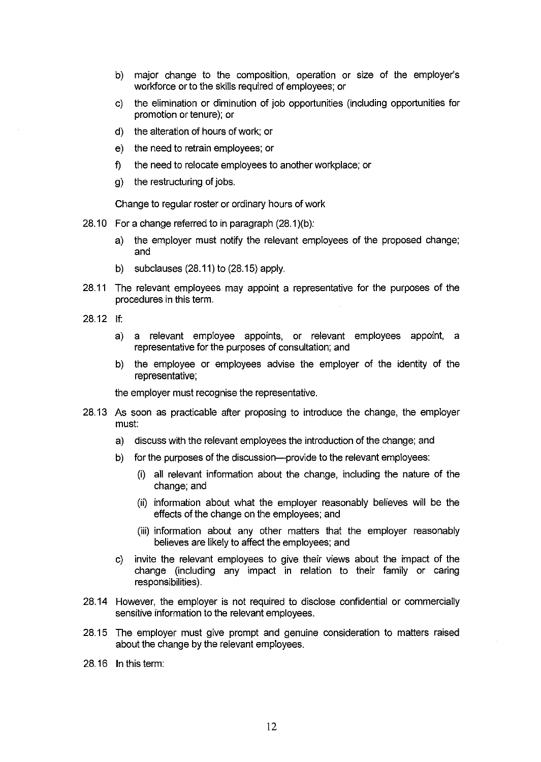b) major change to the composition, operation or size of the employer's workforce or to the skills required of employees; or

c) the elimination or diminution of job opportunities (including opportunities for promotion or tenure); or

d) the alteration of hours of work; or

e) the need to retrain employees; or

f) the need to relocate employees to another workplace; or

g) the restructuring of jobs.

Change to regular roster or ordinary hours of work

28.10 For a change referred to in paragraph (28.1)(b):

a) the employer must notify the relevant employees of the proposed change; and

b) subclauses (28.11) to (28.15) apply.

28.11 The relevant employees may appoint a representative for the purposes of the procedures in this term.

28.12 If:

a) a relevant employee appoints, or relevant employees appoint, a representative for the purposes of consultation; and

b) the employee or employees advise the employer of the identity of the representative;

the employer must recognise the representative.

28.13 As soon as practicable after proposing to introduce the change, the employer must:

a) discuss with the relevant employees the introduction of the change; and

b) for the purposes of the discussion—provide to the relevant employees:

(i) all relevant information about the change, including the nature of the change; and

(ii) information about what the employer reasonably believes will be the effects of the change on the employees; and

(iii) information about any other matters that the employer reasonably believes are likely to affect the employees; and

c) invite the relevant employees to give their views about the impact of the change (including any impact in relation to their family or caring responsibilities).

28.14 However, the employer is not required to disclose confidential or commercially sensitive information to the relevant employees.

28.15 The employer must give prompt and genuine consideration to matters raised about the change by the relevant employees.

28.16 In this term: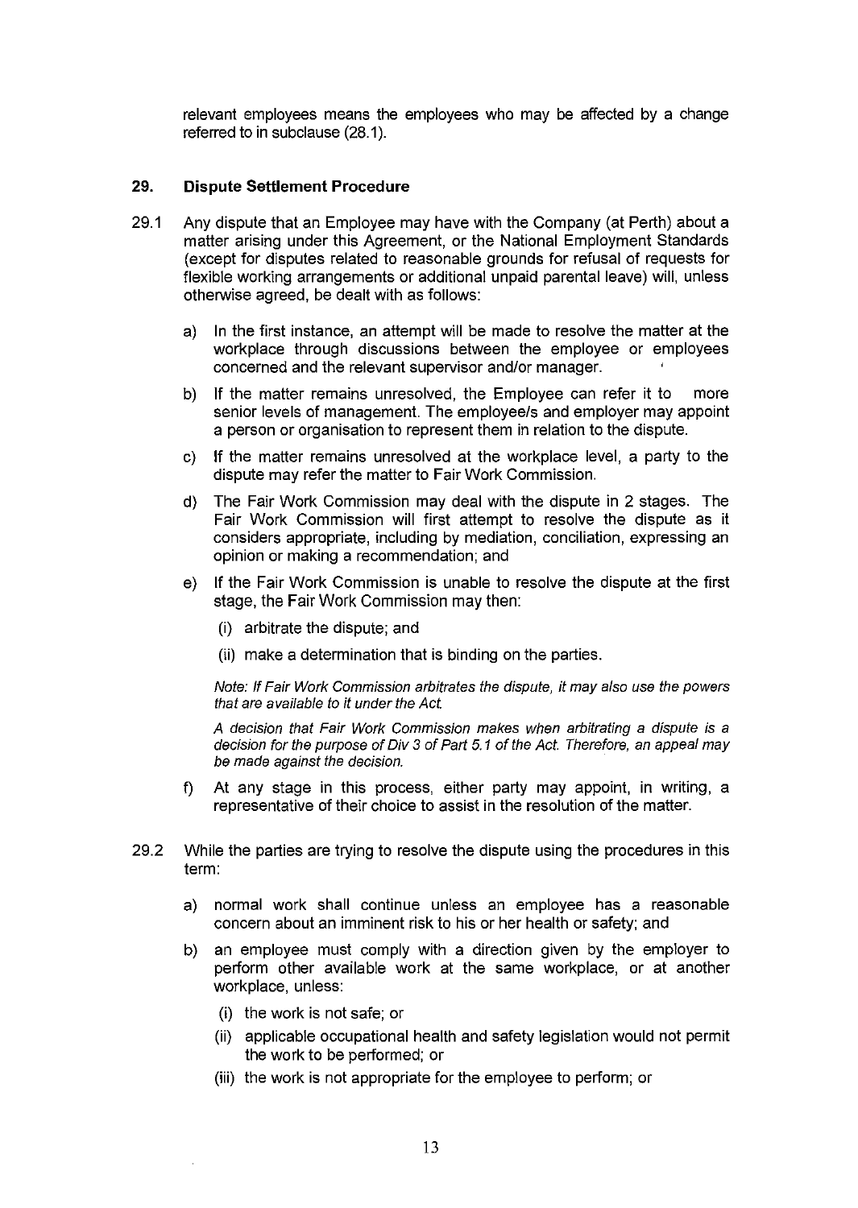relevant employees means the employees who may be affected by a change referred to in subclause (28.1).

## 29. Dispute Settlement Procedure

29.1 Any dispute that an Employee may have with the Company (at Perth) about a matter arising under this Agreement, or the National Employment Standards (except for disputes related to reasonable grounds for refusal of requests for flexible working arrangements or additional unpaid parental leave) will, unless otherwise agreed, be dealt with as follows:

a) In the first instance, an attempt will be made to resolve the matter at the workplace through discussions between the employee or employees concerned and the relevant supervisor and/or manager.

b) If the matter remains unresolved, the Employee can refer it to more senior levels of management. The employee/s and employer may appoint a person or organisation to represent them in relation to the dispute.

c) If the matter remains unresolved at the workplace level, a party to the dispute may refer the matter to Fair Work Commission.

d) The Fair Work Commission may deal with the dispute in 2 stages. The Fair Work Commission will first attempt to resolve the dispute as it considers appropriate, including by mediation, conciliation, expressing an opinion or making a recommendation; and

e) If the Fair Work Commission is unable to resolve the dispute at the first stage, the Fair Work Commission may then:

(i) arbitrate the dispute; and

(ii) make a determination that is binding on the parties.

*Note: If Fair Work Commission arbitrates the dispute, it may also use the powers that are available to it under the Act.*

*A decision that Fair Work Commission makes when arbitrating a dispute is a decision for the purpose of Div 3 of Part 5.1 of the Act. Therefore, an appeal may be made against the decision.*

f) At any stage in this process, either party may appoint, in writing, a representative of their choice to assist in the resolution of the matter.

29.2 While the parties are trying to resolve the dispute using the procedures in this term:

a) normal work shall continue unless an employee has a reasonable concern about an imminent risk to his or her health or safety; and

b) an employee must comply with a direction given by the employer to perform other available work at the same workplace, or at another workplace, unless:

(i) the work is not safe; or

(ii) applicable occupational health and safety legislation would not permit the work to be performed; or

(iii) the work is not appropriate for the employee to perform; or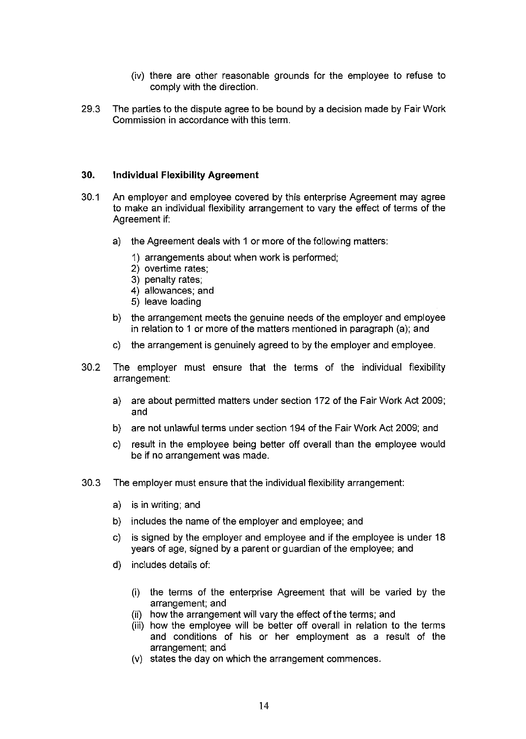(iv) there are other reasonable grounds for the employee to refuse to comply with the direction.

29.3 The parties to the dispute agree to be bound by a decision made by Fair Work Commission in accordance with this term.

## 30. Individual Flexibility Agreement

30.1 An employer and employee covered by this enterprise Agreement may agree to make an individual flexibility arrangement to vary the effect of terms of the Agreement if:

a) the Agreement deals with 1 or more of the following matters:

1) arrangements about when work is performed;
2) overtime rates;
3) penalty rates;
4) allowances; and
5) leave loading

b) the arrangement meets the genuine needs of the employer and employee in relation to 1 or more of the matters mentioned in paragraph (a); and

c) the arrangement is genuinely agreed to by the employer and employee.

30.2 The employer must ensure that the terms of the individual flexibility arrangement:

a) are about permitted matters under section 172 of the Fair Work Act 2009; and

b) are not unlawful terms under section 194 of the Fair Work Act 2009; and

c) result in the employee being better off overall than the employee would be if no arrangement was made.

30.3 The employer must ensure that the individual flexibility arrangement:

a) is in writing; and

b) includes the name of the employer and employee; and

c) is signed by the employer and employee and if the employee is under 18 years of age, signed by a parent or guardian of the employee; and

d) includes details of:

(i) the terms of the enterprise Agreement that will be varied by the arrangement; and
(ii) how the arrangement will vary the effect of the terms; and
(iii) how the employee will be better off overall in relation to the terms and conditions of his or her employment as a result of the arrangement; and
(v) states the day on which the arrangement commences.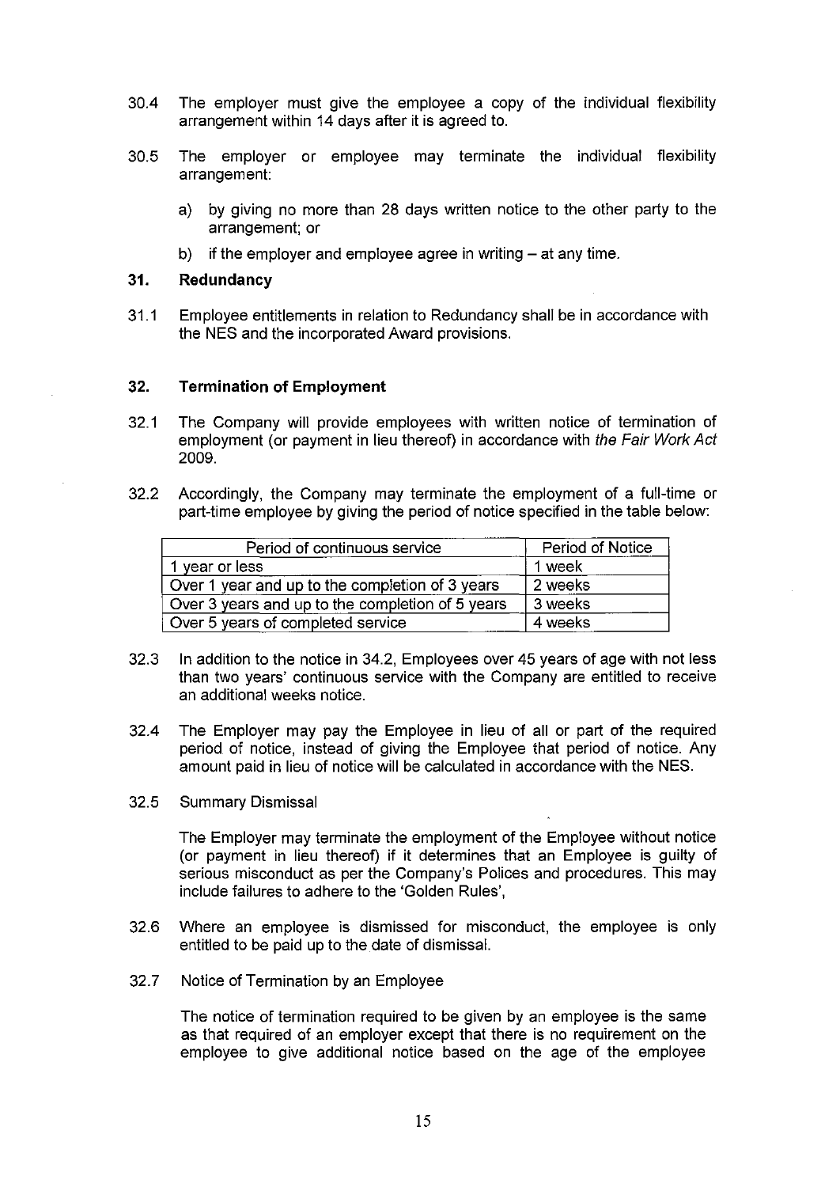30.4 The employer must give the employee a copy of the individual flexibility arrangement within 14 days after it is agreed to.

30.5 The employer or employee may terminate the individual flexibility arrangement:

a) by giving no more than 28 days written notice to the other party to the arrangement; or

b) if the employer and employee agree in writing – at any time.

## 31. Redundancy

31.1 Employee entitlements in relation to Redundancy shall be in accordance with the NES and the incorporated Award provisions.

## 32. Termination of Employment

32.1 The Company will provide employees with written notice of termination of employment (or payment in lieu thereof) in accordance with *the Fair Work Act* 2009.

32.2 Accordingly, the Company may terminate the employment of a full-time or part-time employee by giving the period of notice specified in the table below:

| Period of continuous service | Period of Notice |
|---|---|
| 1 year or less | 1 week |
| Over 1 year and up to the completion of 3 years | 2 weeks |
| Over 3 years and up to the completion of 5 years | 3 weeks |
| Over 5 years of completed service | 4 weeks |

32.3 In addition to the notice in 34.2, Employees over 45 years of age with not less than two years' continuous service with the Company are entitled to receive an additional weeks notice.

32.4 The Employer may pay the Employee in lieu of all or part of the required period of notice, instead of giving the Employee that period of notice. Any amount paid in lieu of notice will be calculated in accordance with the NES.

32.5 Summary Dismissal

The Employer may terminate the employment of the Employee without notice (or payment in lieu thereof) if it determines that an Employee is guilty of serious misconduct as per the Company's Polices and procedures. This may include failures to adhere to the 'Golden Rules',

32.6 Where an employee is dismissed for misconduct, the employee is only entitled to be paid up to the date of dismissal.

32.7 Notice of Termination by an Employee

The notice of termination required to be given by an employee is the same as that required of an employer except that there is no requirement on the employee to give additional notice based on the age of the employee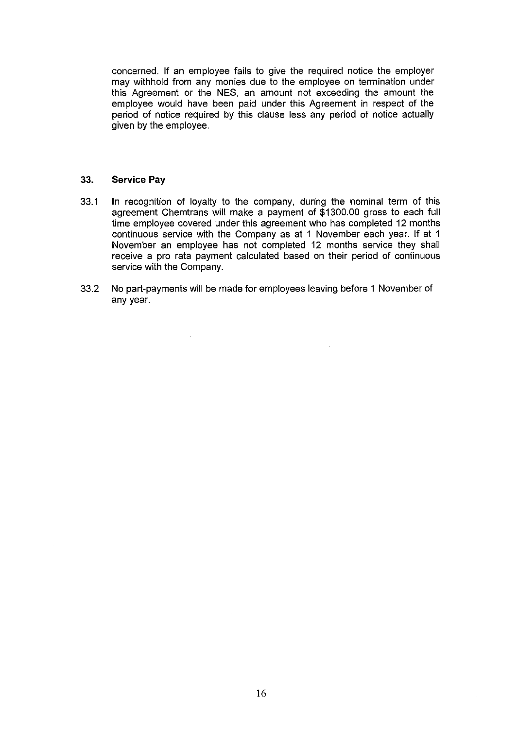concerned. If an employee fails to give the required notice the employer may withhold from any monies due to the employee on termination under this Agreement or the NES, an amount not exceeding the amount the employee would have been paid under this Agreement in respect of the period of notice required by this clause less any period of notice actually given by the employee.

## 33. Service Pay

33.1 In recognition of loyalty to the company, during the nominal term of this agreement Chemtrans will make a payment of $1300.00 gross to each full time employee covered under this agreement who has completed 12 months continuous service with the Company as at 1 November each year. If at 1 November an employee has not completed 12 months service they shall receive a pro rata payment calculated based on their period of continuous service with the Company.

33.2 No part-payments will be made for employees leaving before 1 November of any year.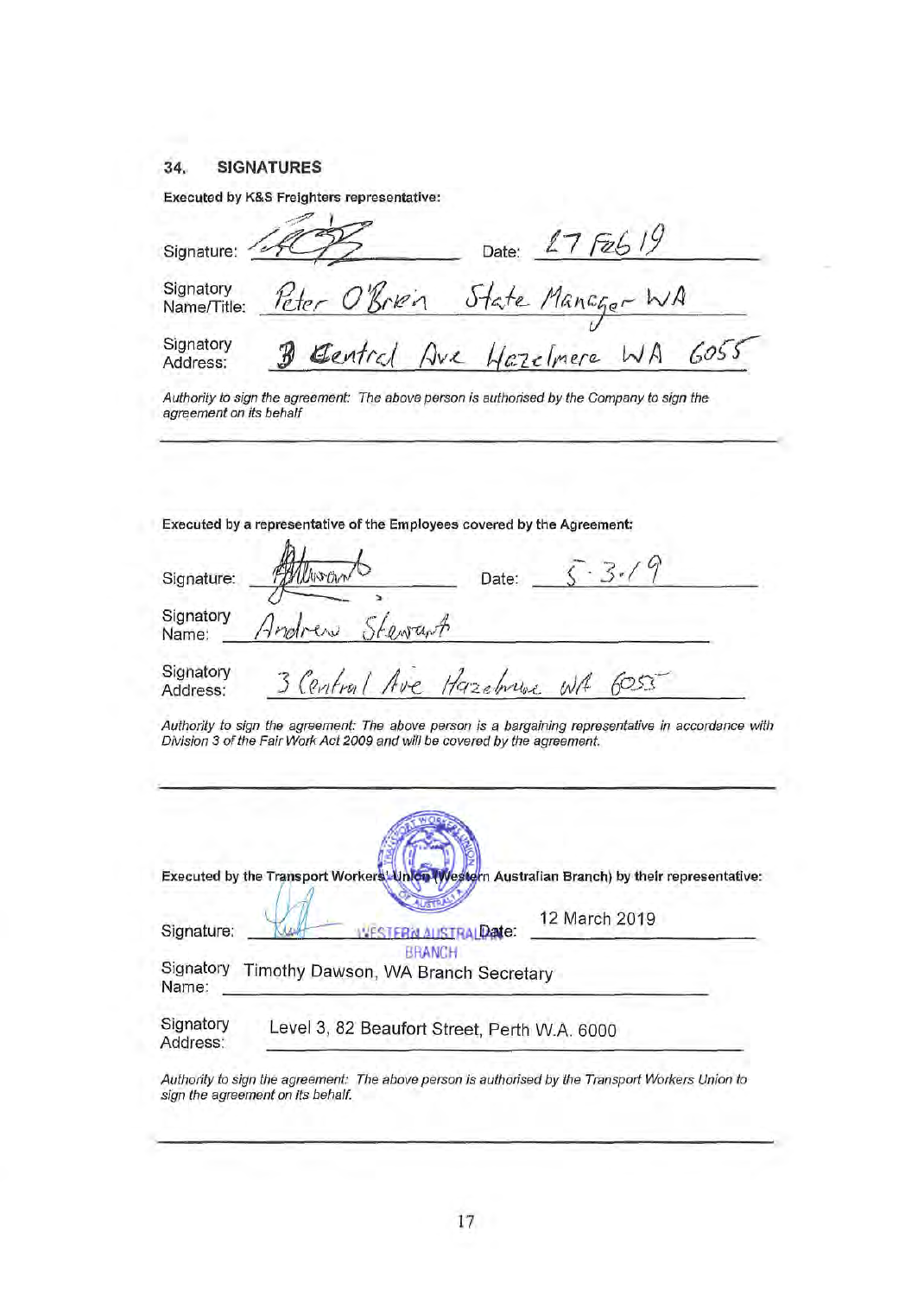## 34. SIGNATURES

**Executed by K&S Freighters representative:**

Signature: _______________ Date: 27 Feb 19

Signatory Name/Title: Peter O'Brien State Manager WA

Signatory Address: 3 Central Ave Hazelmere WA 6055

*Authority to sign the agreement: The above person is authorised by the Company to sign the agreement on its behalf*

---

**Executed by a representative of the Employees covered by the Agreement:**

Signature: _______________ Date: 5.3.19

Signatory Name: Andrew Stewart

Signatory Address: 3 Central Ave Hazelmere WA 6055

*Authority to sign the agreement: The above person is a bargaining representative in accordance with Division 3 of the Fair Work Act 2009 and will be covered by the agreement.*

---

**Executed by the Transport Workers Union (Western Australian Branch) by their representative:**

Signature: _______________ Date: 12 March 2019

Signatory Name: Timothy Dawson, WA Branch Secretary

Signatory Address: Level 3, 82 Beaufort Street, Perth W.A. 6000

*Authority to sign the agreement: The above person is authorised by the Transport Workers Union to sign the agreement on its behalf.*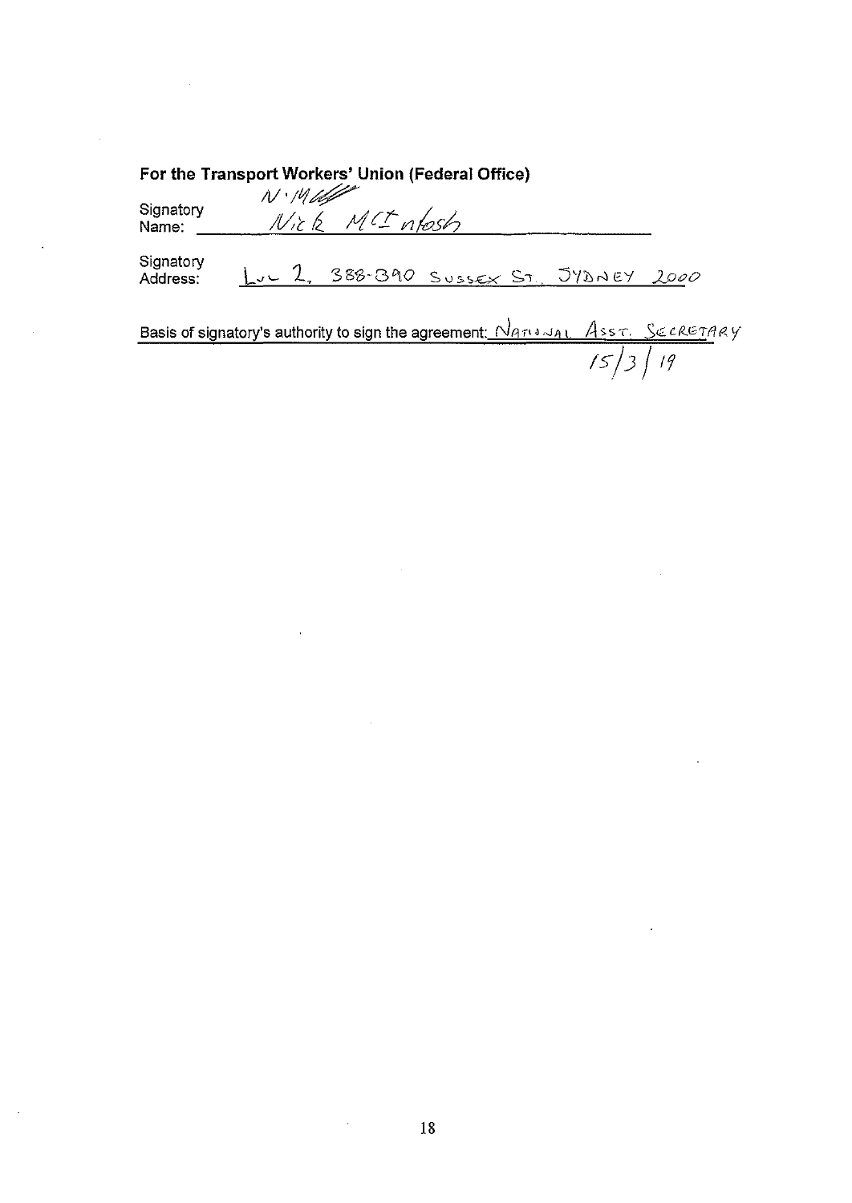**For the Transport Workers' Union (Federal Office)**

Signatory Name: N. McIntosh Nick McIntosh

Signatory Address: Lvl 2, 388-390 Sussex St, Sydney 2000

Basis of signatory's authority to sign the agreement: National Asst. Secretary

15/3/19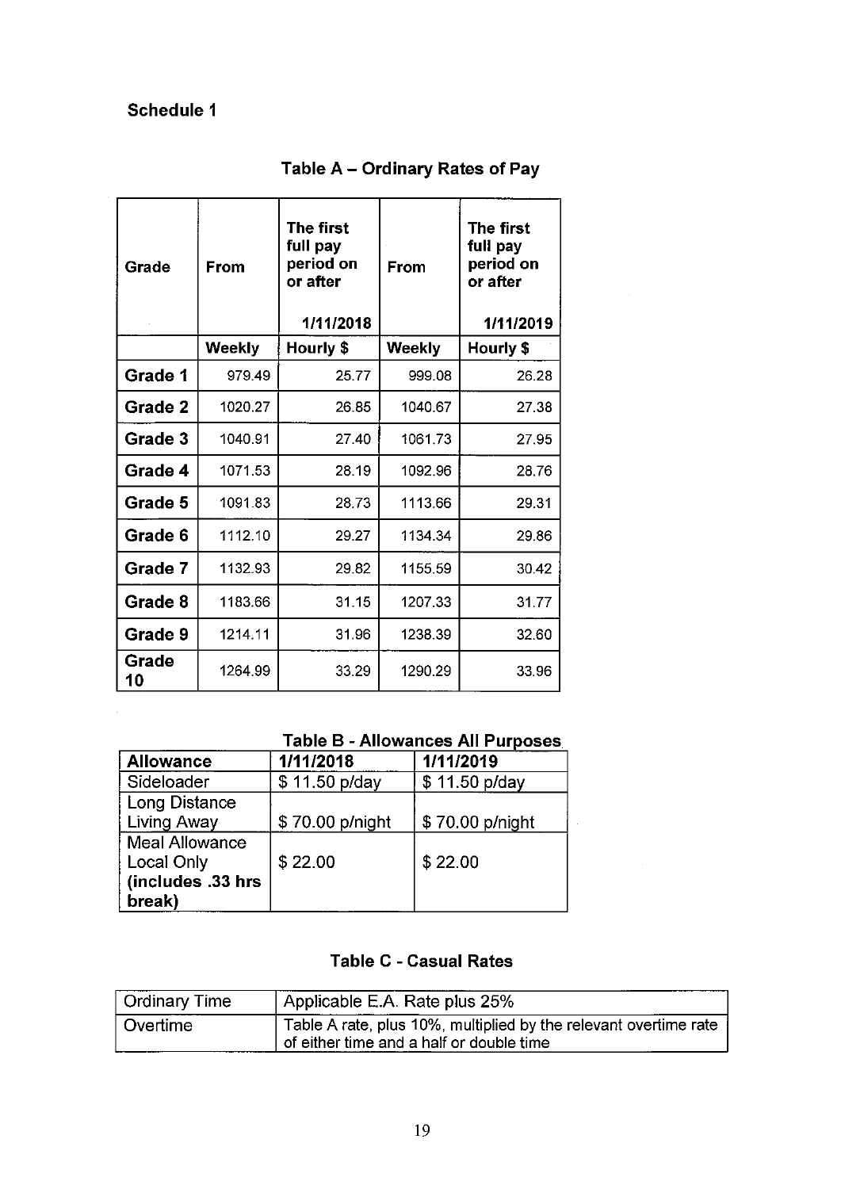**Schedule 1**

### Table A – Ordinary Rates of Pay

| Grade | From | The first full pay period on or after 1/11/2018 | From | The first full pay period on or after 1/11/2019 |
|---|---|---|---|---|
| | Weekly | Hourly $ | Weekly | Hourly $ |
| Grade 1 | 979.49 | 25.77 | 999.08 | 26.28 |
| Grade 2 | 1020.27 | 26.85 | 1040.67 | 27.38 |
| Grade 3 | 1040.91 | 27.40 | 1061.73 | 27.95 |
| Grade 4 | 1071.53 | 28.19 | 1092.96 | 28.76 |
| Grade 5 | 1091.83 | 28.73 | 1113.66 | 29.31 |
| Grade 6 | 1112.10 | 29.27 | 1134.34 | 29.86 |
| Grade 7 | 1132.93 | 29.82 | 1155.59 | 30.42 |
| Grade 8 | 1183.66 | 31.15 | 1207.33 | 31.77 |
| Grade 9 | 1214.11 | 31.96 | 1238.39 | 32.60 |
| Grade 10 | 1264.99 | 33.29 | 1290.29 | 33.96 |

### Table B - Allowances All Purposes

| Allowance | 1/11/2018 | 1/11/2019 |
|---|---|---|
| Sideloader | $ 11.50 p/day | $ 11.50 p/day |
| Long Distance Living Away | $ 70.00 p/night | $ 70.00 p/night |
| Meal Allowance Local Only **(includes .33 hrs break)** | $ 22.00 | $ 22.00 |

### Table C - Casual Rates

| | |
|---|---|
| Ordinary Time | Applicable E.A. Rate plus 25% |
| Overtime | Table A rate, plus 10%, multiplied by the relevant overtime rate of either time and a half or double time |